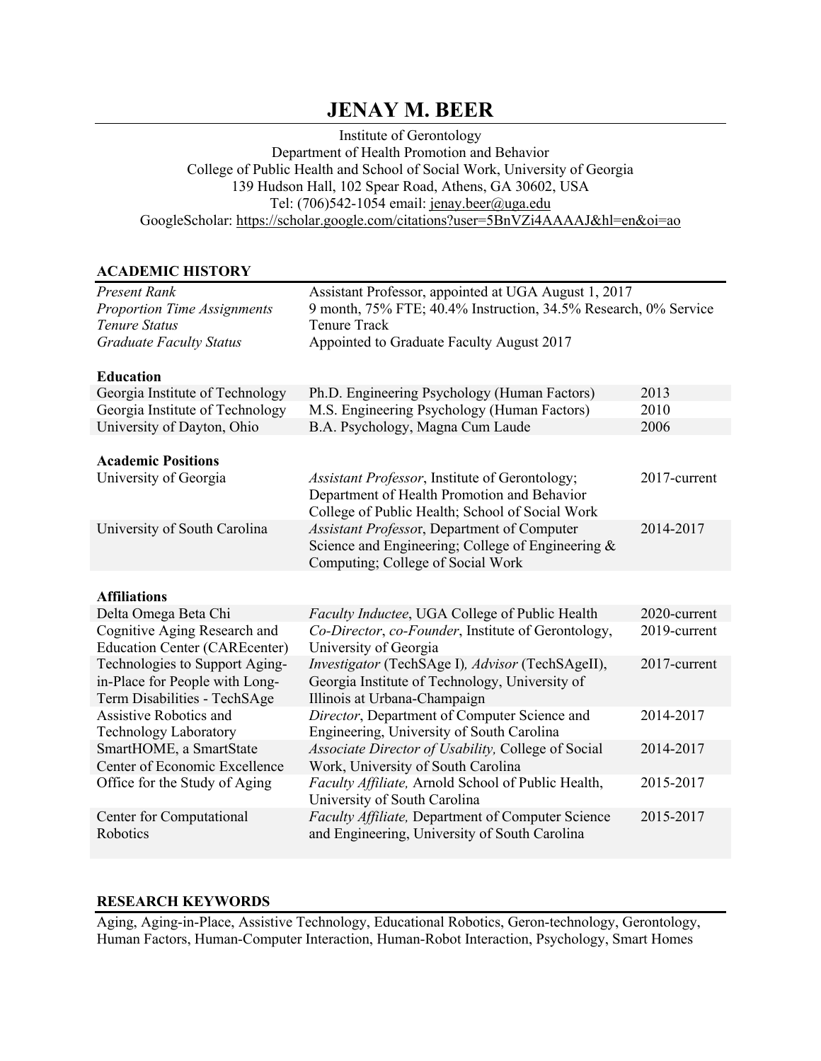# JENAY M. BEER

Institute of Gerontology
Department of Health Promotion and Behavior
College of Public Health and School of Social Work, University of Georgia
139 Hudson Hall, 102 Spear Road, Athens, GA 30602, USA
Tel: (706)542-1054 email: jenay.beer@uga.edu
GoogleScholar: https://scholar.google.com/citations?user=5BnVZi4AAAAJ&hl=en&oi=ao

## ACADEMIC HISTORY

| | |
|---|---|
| *Present Rank* | Assistant Professor, appointed at UGA August 1, 2017 |
| *Proportion Time Assignments* | 9 month, 75% FTE; 40.4% Instruction, 34.5% Research, 0% Service |
| *Tenure Status* | Tenure Track |
| *Graduate Faculty Status* | Appointed to Graduate Faculty August 2017 |

### Education

| | | |
|---|---|---|
| Georgia Institute of Technology | Ph.D. Engineering Psychology (Human Factors) | 2013 |
| Georgia Institute of Technology | M.S. Engineering Psychology (Human Factors) | 2010 |
| University of Dayton, Ohio | B.A. Psychology, Magna Cum Laude | 2006 |

### Academic Positions

| | | |
|---|---|---|
| University of Georgia | *Assistant Professor*, Institute of Gerontology; Department of Health Promotion and Behavior College of Public Health; School of Social Work | 2017-current |
| University of South Carolina | *Assistant Professor*, Department of Computer Science and Engineering; College of Engineering & Computing; College of Social Work | 2014-2017 |

### Affiliations

| | | |
|---|---|---|
| Delta Omega Beta Chi | *Faculty Inductee*, UGA College of Public Health | 2020-current |
| Cognitive Aging Research and Education Center (CAREcenter) | *Co-Director*, *co-Founder*, Institute of Gerontology, University of Georgia | 2019-current |
| Technologies to Support Aging-in-Place for People with Long-Term Disabilities - TechSAge | *Investigator* (TechSAge I), *Advisor* (TechSAgeII), Georgia Institute of Technology, University of Illinois at Urbana-Champaign | 2017-current |
| Assistive Robotics and Technology Laboratory | *Director*, Department of Computer Science and Engineering, University of South Carolina | 2014-2017 |
| SmartHOME, a SmartState Center of Economic Excellence | *Associate Director of Usability,* College of Social Work, University of South Carolina | 2014-2017 |
| Office for the Study of Aging | *Faculty Affiliate,* Arnold School of Public Health, University of South Carolina | 2015-2017 |
| Center for Computational Robotics | *Faculty Affiliate,* Department of Computer Science and Engineering, University of South Carolina | 2015-2017 |

## RESEARCH KEYWORDS

Aging, Aging-in-Place, Assistive Technology, Educational Robotics, Geron-technology, Gerontology, Human Factors, Human-Computer Interaction, Human-Robot Interaction, Psychology, Smart Homes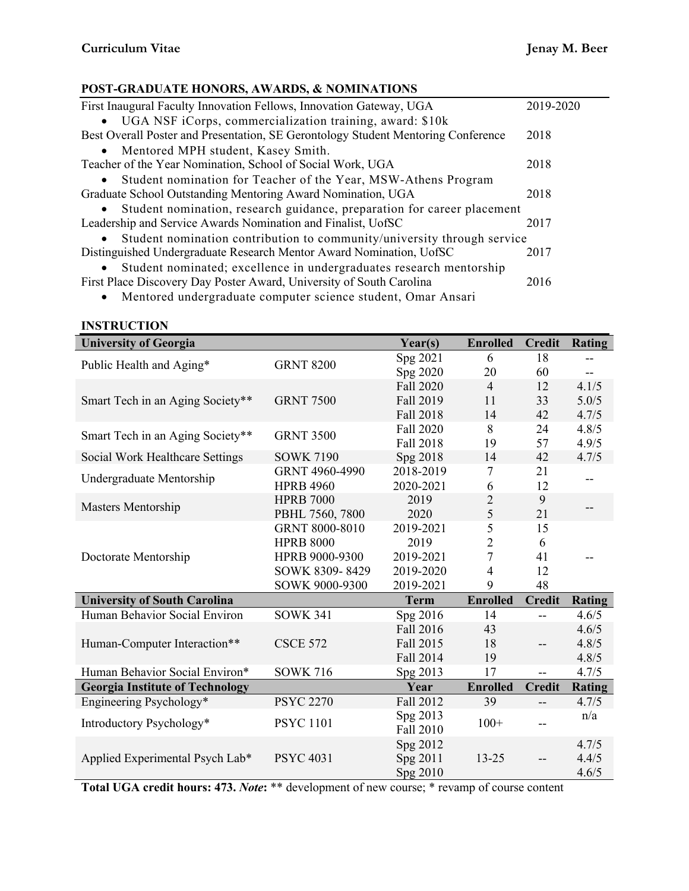## POST-GRADUATE HONORS, AWARDS, & NOMINATIONS

First Inaugural Faculty Innovation Fellows, Innovation Gateway, UGA — 2019-2020

- UGA NSF iCorps, commercialization training, award: $10k

Best Overall Poster and Presentation, SE Gerontology Student Mentoring Conference — 2018

- Mentored MPH student, Kasey Smith.

Teacher of the Year Nomination, School of Social Work, UGA — 2018

- Student nomination for Teacher of the Year, MSW-Athens Program

Graduate School Outstanding Mentoring Award Nomination, UGA — 2018

- Student nomination, research guidance, preparation for career placement

Leadership and Service Awards Nomination and Finalist, UofSC — 2017

- Student nomination contribution to community/university through service

Distinguished Undergraduate Research Mentor Award Nomination, UofSC — 2017

- Student nominated; excellence in undergraduates research mentorship

First Place Discovery Day Poster Award, University of South Carolina — 2016

- Mentored undergraduate computer science student, Omar Ansari

## INSTRUCTION

| **University of Georgia** | | **Year(s)** | **Enrolled** | **Credit** | **Rating** |
|---|---|---|---|---|---|
| Public Health and Aging* | GRNT 8200 | Spg 2021 | 6 | 18 | -- |
| | | Spg 2020 | 20 | 60 | -- |
| Smart Tech in an Aging Society** | GRNT 7500 | Fall 2020 | 4 | 12 | 4.1/5 |
| | | Fall 2019 | 11 | 33 | 5.0/5 |
| | | Fall 2018 | 14 | 42 | 4.7/5 |
| Smart Tech in an Aging Society** | GRNT 3500 | Fall 2020 | 8 | 24 | 4.8/5 |
| | | Fall 2018 | 19 | 57 | 4.9/5 |
| Social Work Healthcare Settings | SOWK 7190 | Spg 2018 | 14 | 42 | 4.7/5 |
| Undergraduate Mentorship | GRNT 4960-4990 | 2018-2019 | 7 | 21 | -- |
| | HPRB 4960 | 2020-2021 | 6 | 12 | |
| Masters Mentorship | HPRB 7000 | 2019 | 2 | 9 | -- |
| | PBHL 7560, 7800 | 2020 | 5 | 21 | |
| Doctorate Mentorship | GRNT 8000-8010 | 2019-2021 | 5 | 15 | -- |
| | HPRB 8000 | 2019 | 2 | 6 | |
| | HPRB 9000-9300 | 2019-2021 | 7 | 41 | |
| | SOWK 8309- 8429 | 2019-2020 | 4 | 12 | |
| | SOWK 9000-9300 | 2019-2021 | 9 | 48 | |
| **University of South Carolina** | | **Term** | **Enrolled** | **Credit** | **Rating** |
| Human Behavior Social Environ | SOWK 341 | Spg 2016 | 14 | -- | 4.6/5 |
| Human-Computer Interaction** | CSCE 572 | Fall 2016 | 43 | -- | 4.6/5 |
| | | Fall 2015 | 18 | | 4.8/5 |
| | | Fall 2014 | 19 | | 4.8/5 |
| Human Behavior Social Environ* | SOWK 716 | Spg 2013 | 17 | -- | 4.7/5 |
| **Georgia Institute of Technology** | | **Year** | **Enrolled** | **Credit** | **Rating** |
| Engineering Psychology* | PSYC 2270 | Fall 2012 | 39 | -- | 4.7/5 |
| Introductory Psychology* | PSYC 1101 | Spg 2013 | 100+ | -- | n/a |
| | | Fall 2010 | | | |
| Applied Experimental Psych Lab* | PSYC 4031 | Spg 2012 | 13-25 | -- | 4.7/5 |
| | | Spg 2011 | | | 4.4/5 |
| | | Spg 2010 | | | 4.6/5 |

**Total UGA credit hours: 473.** ***Note*:** ** development of new course; * revamp of course content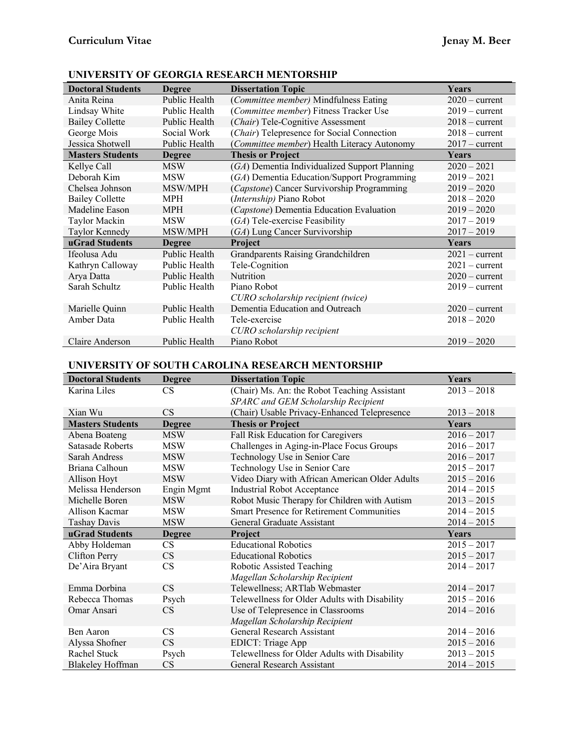## UNIVERSITY OF GEORGIA RESEARCH MENTORSHIP

| Doctoral Students | Degree | Dissertation Topic | Years |
|---|---|---|---|
| Anita Reina | Public Health | (*Committee member)* Mindfulness Eating | 2020 – current |
| Lindsay White | Public Health | (*Committee member*) Fitness Tracker Use | 2019 – current |
| Bailey Collette | Public Health | (*Chair*) Tele-Cognitive Assessment | 2018 – current |
| George Mois | Social Work | (*Chair*) Telepresence for Social Connection | 2018 – current |
| Jessica Shotwell | Public Health | (*Committee member*) Health Literacy Autonomy | 2017 – current |
| **Masters Students** | **Degree** | **Thesis or Project** | **Years** |
| Kellye Call | MSW | (*GA*) Dementia Individualized Support Planning | 2020 – 2021 |
| Deborah Kim | MSW | (*GA*) Dementia Education/Support Programming | 2019 – 2021 |
| Chelsea Johnson | MSW/MPH | (*Capstone*) Cancer Survivorship Programming | 2019 – 2020 |
| Bailey Collette | MPH | (*Internship)* Piano Robot | 2018 – 2020 |
| Madeline Eason | MPH | (*Capstone*) Dementia Education Evaluation | 2019 – 2020 |
| Taylor Mackin | MSW | (*GA*) Tele-exercise Feasibility | 2017 – 2019 |
| Taylor Kennedy | MSW/MPH | (*GA*) Lung Cancer Survivorship | 2017 – 2019 |
| **uGrad Students** | **Degree** | **Project** | **Years** |
| Ifeolusa Adu | Public Health | Grandparents Raising Grandchildren | 2021 – current |
| Kathryn Calloway | Public Health | Tele-Cognition | 2021 – current |
| Arya Datta | Public Health | Nutrition | 2020 – current |
| Sarah Schultz | Public Health | Piano Robot<br>*CURO scholarship recipient (twice)* | 2019 – current |
| Marielle Quinn | Public Health | Dementia Education and Outreach | 2020 – current |
| Amber Data | Public Health | Tele-exercise<br>*CURO scholarship recipient* | 2018 – 2020 |
| Claire Anderson | Public Health | Piano Robot | 2019 – 2020 |

## UNIVERSITY OF SOUTH CAROLINA RESEARCH MENTORSHIP

| Doctoral Students | Degree | Dissertation Topic | Years |
|---|---|---|---|
| Karina Liles | CS | (Chair) Ms. An: the Robot Teaching Assistant<br>*SPARC and GEM Scholarship Recipient* | 2013 – 2018 |
| Xian Wu | CS | (Chair) Usable Privacy-Enhanced Telepresence | 2013 – 2018 |
| **Masters Students** | **Degree** | **Thesis or Project** | **Years** |
| Abena Boateng | MSW | Fall Risk Education for Caregivers | 2016 – 2017 |
| Satasade Roberts | MSW | Challenges in Aging-in-Place Focus Groups | 2016 – 2017 |
| Sarah Andress | MSW | Technology Use in Senior Care | 2016 – 2017 |
| Briana Calhoun | MSW | Technology Use in Senior Care | 2015 – 2017 |
| Allison Hoyt | MSW | Video Diary with African American Older Adults | 2015 – 2016 |
| Melissa Henderson | Engin Mgmt | Industrial Robot Acceptance | 2014 – 2015 |
| Michelle Boren | MSW | Robot Music Therapy for Children with Autism | 2013 – 2015 |
| Allison Kacmar | MSW | Smart Presence for Retirement Communities | 2014 – 2015 |
| Tashay Davis | MSW | General Graduate Assistant | 2014 – 2015 |
| **uGrad Students** | **Degree** | **Project** | **Years** |
| Abby Holdeman | CS | Educational Robotics | 2015 – 2017 |
| Clifton Perry | CS | Educational Robotics | 2015 – 2017 |
| De'Aira Bryant | CS | Robotic Assisted Teaching<br>*Magellan Scholarship Recipient* | 2014 – 2017 |
| Emma Dorbina | CS | Telewellness; ARTlab Webmaster | 2014 – 2017 |
| Rebecca Thomas | Psych | Telewellness for Older Adults with Disability | 2015 – 2016 |
| Omar Ansari | CS | Use of Telepresence in Classrooms<br>*Magellan Scholarship Recipient* | 2014 – 2016 |
| Ben Aaron | CS | General Research Assistant | 2014 – 2016 |
| Alyssa Shofner | CS | EDICT: Triage App | 2015 – 2016 |
| Rachel Stuck | Psych | Telewellness for Older Adults with Disability | 2013 – 2015 |
| Blakeley Hoffman | CS | General Research Assistant | 2014 – 2015 |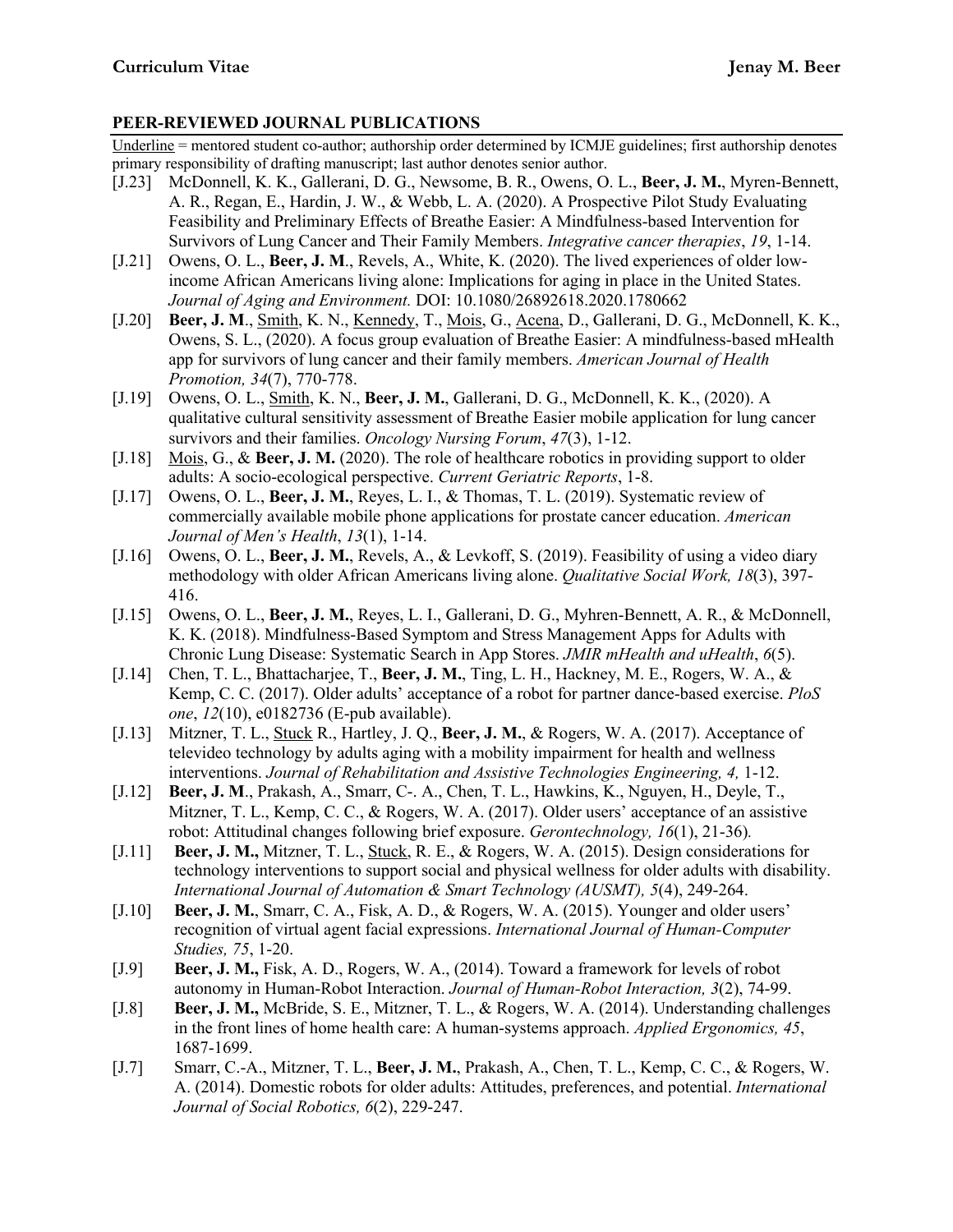## PEER-REVIEWED JOURNAL PUBLICATIONS

<u>Underline</u> = mentored student co-author; authorship order determined by ICMJE guidelines; first authorship denotes primary responsibility of drafting manuscript; last author denotes senior author.

[J.23] McDonnell, K. K., Gallerani, D. G., Newsome, B. R., Owens, O. L., **Beer, J. M.**, Myren-Bennett, A. R., Regan, E., Hardin, J. W., & Webb, L. A. (2020). A Prospective Pilot Study Evaluating Feasibility and Preliminary Effects of Breathe Easier: A Mindfulness-based Intervention for Survivors of Lung Cancer and Their Family Members. *Integrative cancer therapies*, *19*, 1-14.

[J.21] Owens, O. L., **Beer, J. M**., Revels, A., White, K. (2020). The lived experiences of older low-income African Americans living alone: Implications for aging in place in the United States. *Journal of Aging and Environment.* DOI: 10.1080/26892618.2020.1780662

[J.20] **Beer, J. M**., <u>Smith</u>, K. N., <u>Kennedy</u>, T., <u>Mois</u>, G., <u>Acena</u>, D., Gallerani, D. G., McDonnell, K. K., Owens, S. L., (2020). A focus group evaluation of Breathe Easier: A mindfulness-based mHealth app for survivors of lung cancer and their family members. *American Journal of Health Promotion, 34*(7), 770-778.

[J.19] Owens, O. L., <u>Smith</u>, K. N., **Beer, J. M.**, Gallerani, D. G., McDonnell, K. K., (2020). A qualitative cultural sensitivity assessment of Breathe Easier mobile application for lung cancer survivors and their families. *Oncology Nursing Forum*, *47*(3), 1-12.

[J.18] <u>Mois</u>, G., & **Beer, J. M.** (2020). The role of healthcare robotics in providing support to older adults: A socio-ecological perspective. *Current Geriatric Reports*, 1-8.

[J.17] Owens, O. L., **Beer, J. M.**, Reyes, L. I., & Thomas, T. L. (2019). Systematic review of commercially available mobile phone applications for prostate cancer education. *American Journal of Men's Health*, *13*(1), 1-14.

[J.16] Owens, O. L., **Beer, J. M.**, Revels, A., & Levkoff, S. (2019). Feasibility of using a video diary methodology with older African Americans living alone. *Qualitative Social Work, 18*(3), 397-416.

[J.15] Owens, O. L., **Beer, J. M.**, Reyes, L. I., Gallerani, D. G., Myhren-Bennett, A. R., & McDonnell, K. K. (2018). Mindfulness-Based Symptom and Stress Management Apps for Adults with Chronic Lung Disease: Systematic Search in App Stores. *JMIR mHealth and uHealth*, *6*(5).

[J.14] Chen, T. L., Bhattacharjee, T., **Beer, J. M.**, Ting, L. H., Hackney, M. E., Rogers, W. A., & Kemp, C. C. (2017). Older adults' acceptance of a robot for partner dance-based exercise. *PloS one*, *12*(10), e0182736 (E-pub available).

[J.13] Mitzner, T. L., <u>Stuck</u> R., Hartley, J. Q., **Beer, J. M.**, & Rogers, W. A. (2017). Acceptance of televideo technology by adults aging with a mobility impairment for health and wellness interventions. *Journal of Rehabilitation and Assistive Technologies Engineering, 4,* 1-12.

[J.12] **Beer, J. M**., Prakash, A., Smarr, C-. A., Chen, T. L., Hawkins, K., Nguyen, H., Deyle, T., Mitzner, T. L., Kemp, C. C., & Rogers, W. A. (2017). Older users' acceptance of an assistive robot: Attitudinal changes following brief exposure. *Gerontechnology, 16*(1), 21-36)*.*

[J.11] **Beer, J. M.,** Mitzner, T. L., <u>Stuck</u>, R. E., & Rogers, W. A. (2015). Design considerations for technology interventions to support social and physical wellness for older adults with disability. *International Journal of Automation & Smart Technology (AUSMT), 5*(4), 249-264.

[J.10] **Beer, J. M.**, Smarr, C. A., Fisk, A. D., & Rogers, W. A. (2015). Younger and older users' recognition of virtual agent facial expressions. *International Journal of Human-Computer Studies, 75*, 1-20.

[J.9] **Beer, J. M.,** Fisk, A. D., Rogers, W. A., (2014). Toward a framework for levels of robot autonomy in Human-Robot Interaction. *Journal of Human-Robot Interaction, 3*(2), 74-99.

[J.8] **Beer, J. M.,** McBride, S. E., Mitzner, T. L., & Rogers, W. A. (2014). Understanding challenges in the front lines of home health care: A human-systems approach. *Applied Ergonomics, 45*, 1687-1699.

[J.7] Smarr, C.-A., Mitzner, T. L., **Beer, J. M.**, Prakash, A., Chen, T. L., Kemp, C. C., & Rogers, W. A. (2014). Domestic robots for older adults: Attitudes, preferences, and potential. *International Journal of Social Robotics, 6*(2), 229-247.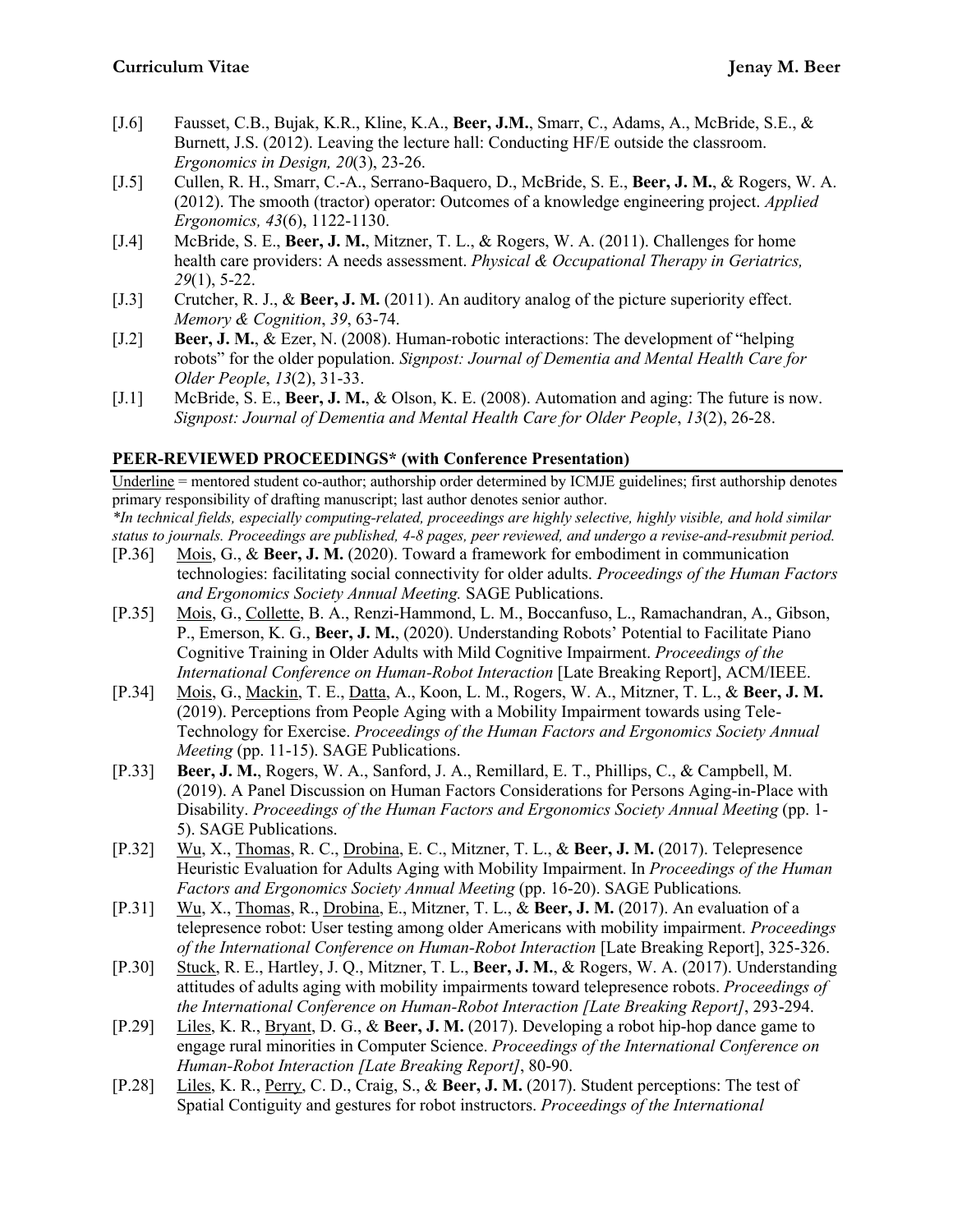- [J.6] Fausset, C.B., Bujak, K.R., Kline, K.A., **Beer, J.M.**, Smarr, C., Adams, A., McBride, S.E., & Burnett, J.S. (2012). Leaving the lecture hall: Conducting HF/E outside the classroom. *Ergonomics in Design, 20*(3), 23-26.
- [J.5] Cullen, R. H., Smarr, C.-A., Serrano-Baquero, D., McBride, S. E., **Beer, J. M.**, & Rogers, W. A. (2012). The smooth (tractor) operator: Outcomes of a knowledge engineering project. *Applied Ergonomics, 43*(6), 1122-1130.
- [J.4] McBride, S. E., **Beer, J. M.**, Mitzner, T. L., & Rogers, W. A. (2011). Challenges for home health care providers: A needs assessment. *Physical & Occupational Therapy in Geriatrics, 29*(1), 5-22.
- [J.3] Crutcher, R. J., & **Beer, J. M.** (2011). An auditory analog of the picture superiority effect. *Memory & Cognition*, *39*, 63-74.
- [J.2] **Beer, J. M.**, & Ezer, N. (2008). Human-robotic interactions: The development of "helping robots" for the older population. *Signpost: Journal of Dementia and Mental Health Care for Older People*, *13*(2), 31-33.
- [J.1] McBride, S. E., **Beer, J. M.**, & Olson, K. E. (2008). Automation and aging: The future is now. *Signpost: Journal of Dementia and Mental Health Care for Older People*, *13*(2), 26-28.

## PEER-REVIEWED PROCEEDINGS* (with Conference Presentation)

<u>Underline</u> = mentored student co-author; authorship order determined by ICMJE guidelines; first authorship denotes primary responsibility of drafting manuscript; last author denotes senior author.

**In technical fields, especially computing-related, proceedings are highly selective, highly visible, and hold similar status to journals. Proceedings are published, 4-8 pages, peer reviewed, and undergo a revise-and-resubmit period.*

- [P.36] <u>Mois</u>, G., & **Beer, J. M.** (2020). Toward a framework for embodiment in communication technologies: facilitating social connectivity for older adults. *Proceedings of the Human Factors and Ergonomics Society Annual Meeting.* SAGE Publications.
- [P.35] <u>Mois</u>, G., <u>Collette</u>, B. A., Renzi-Hammond, L. M., Boccanfuso, L., Ramachandran, A., Gibson, P., Emerson, K. G., **Beer, J. M.**, (2020). Understanding Robots' Potential to Facilitate Piano Cognitive Training in Older Adults with Mild Cognitive Impairment. *Proceedings of the International Conference on Human-Robot Interaction* [Late Breaking Report], ACM/IEEE.
- [P.34] <u>Mois</u>, G., <u>Mackin</u>, T. E., <u>Datta</u>, A., Koon, L. M., Rogers, W. A., Mitzner, T. L., & **Beer, J. M.** (2019). Perceptions from People Aging with a Mobility Impairment towards using Tele-Technology for Exercise. *Proceedings of the Human Factors and Ergonomics Society Annual Meeting* (pp. 11-15). SAGE Publications.
- [P.33] **Beer, J. M.**, Rogers, W. A., Sanford, J. A., Remillard, E. T., Phillips, C., & Campbell, M. (2019). A Panel Discussion on Human Factors Considerations for Persons Aging-in-Place with Disability. *Proceedings of the Human Factors and Ergonomics Society Annual Meeting* (pp. 1-5). SAGE Publications.
- [P.32] <u>Wu</u>, X., <u>Thomas</u>, R. C., <u>Drobina</u>, E. C., Mitzner, T. L., & **Beer, J. M.** (2017). Telepresence Heuristic Evaluation for Adults Aging with Mobility Impairment. In *Proceedings of the Human Factors and Ergonomics Society Annual Meeting* (pp. 16-20). SAGE Publications*.*
- [P.31] <u>Wu</u>, X., <u>Thomas</u>, R., <u>Drobina</u>, E., Mitzner, T. L., & **Beer, J. M.** (2017). An evaluation of a telepresence robot: User testing among older Americans with mobility impairment. *Proceedings of the International Conference on Human-Robot Interaction* [Late Breaking Report], 325-326.
- [P.30] <u>Stuck</u>, R. E., Hartley, J. Q., Mitzner, T. L., **Beer, J. M.**, & Rogers, W. A. (2017). Understanding attitudes of adults aging with mobility impairments toward telepresence robots. *Proceedings of the International Conference on Human-Robot Interaction [Late Breaking Report]*, 293-294.
- [P.29] <u>Liles</u>, K. R., <u>Bryant</u>, D. G., & **Beer, J. M.** (2017). Developing a robot hip-hop dance game to engage rural minorities in Computer Science. *Proceedings of the International Conference on Human-Robot Interaction [Late Breaking Report]*, 80-90.
- [P.28] <u>Liles</u>, K. R., <u>Perry</u>, C. D., Craig, S., & **Beer, J. M.** (2017). Student perceptions: The test of Spatial Contiguity and gestures for robot instructors. *Proceedings of the International*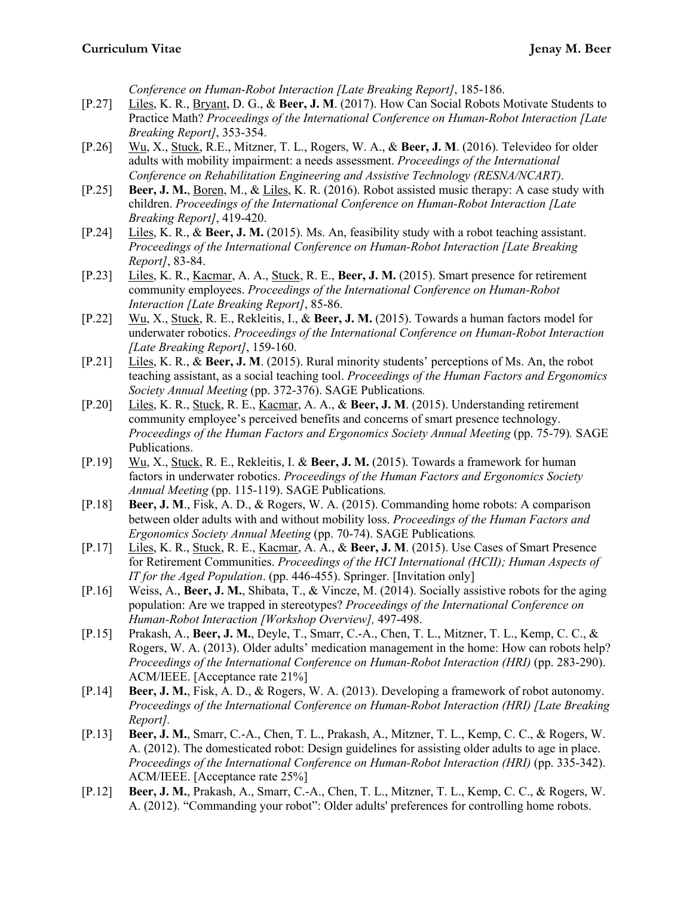*Conference on Human-Robot Interaction [Late Breaking Report]*, 185-186.

[P.27] <u>Liles</u>, K. R., <u>Bryant</u>, D. G., & **Beer, J. M**. (2017). How Can Social Robots Motivate Students to Practice Math? *Proceedings of the International Conference on Human-Robot Interaction [Late Breaking Report]*, 353-354.

[P.26] <u>Wu</u>, X., <u>Stuck</u>, R.E., Mitzner, T. L., Rogers, W. A., & **Beer, J. M**. (2016). Televideo for older adults with mobility impairment: a needs assessment. *Proceedings of the International Conference on Rehabilitation Engineering and Assistive Technology (RESNA/NCART)*.

[P.25] **Beer, J. M.**, <u>Boren</u>, M., & <u>Liles</u>, K. R. (2016). Robot assisted music therapy: A case study with children. *Proceedings of the International Conference on Human-Robot Interaction [Late Breaking Report]*, 419-420.

[P.24] <u>Liles</u>, K. R., & **Beer, J. M.** (2015). Ms. An, feasibility study with a robot teaching assistant. *Proceedings of the International Conference on Human-Robot Interaction [Late Breaking Report]*, 83-84.

[P.23] <u>Liles</u>, K. R., <u>Kacmar</u>, A. A., <u>Stuck</u>, R. E., **Beer, J. M.** (2015). Smart presence for retirement community employees. *Proceedings of the International Conference on Human-Robot Interaction [Late Breaking Report]*, 85-86.

[P.22] <u>Wu</u>, X., <u>Stuck</u>, R. E., Rekleitis, I., & **Beer, J. M.** (2015). Towards a human factors model for underwater robotics. *Proceedings of the International Conference on Human-Robot Interaction [Late Breaking Report]*, 159-160.

[P.21] <u>Liles</u>, K. R., & **Beer, J. M**. (2015). Rural minority students' perceptions of Ms. An, the robot teaching assistant, as a social teaching tool. *Proceedings of the Human Factors and Ergonomics Society Annual Meeting* (pp. 372-376). SAGE Publications*.*

[P.20] <u>Liles</u>, K. R., <u>Stuck</u>, R. E., <u>Kacmar</u>, A. A., & **Beer, J. M**. (2015). Understanding retirement community employee's perceived benefits and concerns of smart presence technology. *Proceedings of the Human Factors and Ergonomics Society Annual Meeting* (pp. 75-79)*.* SAGE Publications.

[P.19] <u>Wu</u>, X., <u>Stuck</u>, R. E., Rekleitis, I. & **Beer, J. M.** (2015). Towards a framework for human factors in underwater robotics. *Proceedings of the Human Factors and Ergonomics Society Annual Meeting* (pp. 115-119). SAGE Publications*.*

[P.18] **Beer, J. M**., Fisk, A. D., & Rogers, W. A. (2015). Commanding home robots: A comparison between older adults with and without mobility loss. *Proceedings of the Human Factors and Ergonomics Society Annual Meeting* (pp. 70-74). SAGE Publications*.*

[P.17] <u>Liles</u>, K. R., <u>Stuck</u>, R. E., <u>Kacmar</u>, A. A., & **Beer, J. M**. (2015). Use Cases of Smart Presence for Retirement Communities. *Proceedings of the HCI International (HCII); Human Aspects of IT for the Aged Population*. (pp. 446-455). Springer. [Invitation only]

[P.16] Weiss, A., **Beer, J. M.**, Shibata, T., & Vincze, M. (2014). Socially assistive robots for the aging population: Are we trapped in stereotypes? *Proceedings of the International Conference on Human-Robot Interaction [Workshop Overview],* 497-498.

[P.15] Prakash, A., **Beer, J. M.**, Deyle, T., Smarr, C.-A., Chen, T. L., Mitzner, T. L., Kemp, C. C., & Rogers, W. A. (2013). Older adults' medication management in the home: How can robots help? *Proceedings of the International Conference on Human-Robot Interaction (HRI)* (pp. 283-290). ACM/IEEE. [Acceptance rate 21%]

[P.14] **Beer, J. M.**, Fisk, A. D., & Rogers, W. A. (2013). Developing a framework of robot autonomy. *Proceedings of the International Conference on Human-Robot Interaction (HRI) [Late Breaking Report].*

[P.13] **Beer, J. M.**, Smarr, C.-A., Chen, T. L., Prakash, A., Mitzner, T. L., Kemp, C. C., & Rogers, W. A. (2012). The domesticated robot: Design guidelines for assisting older adults to age in place. *Proceedings of the International Conference on Human-Robot Interaction (HRI)* (pp. 335-342). ACM/IEEE. [Acceptance rate 25%]

[P.12] **Beer, J. M.**, Prakash, A., Smarr, C.-A., Chen, T. L., Mitzner, T. L., Kemp, C. C., & Rogers, W. A. (2012). "Commanding your robot": Older adults' preferences for controlling home robots.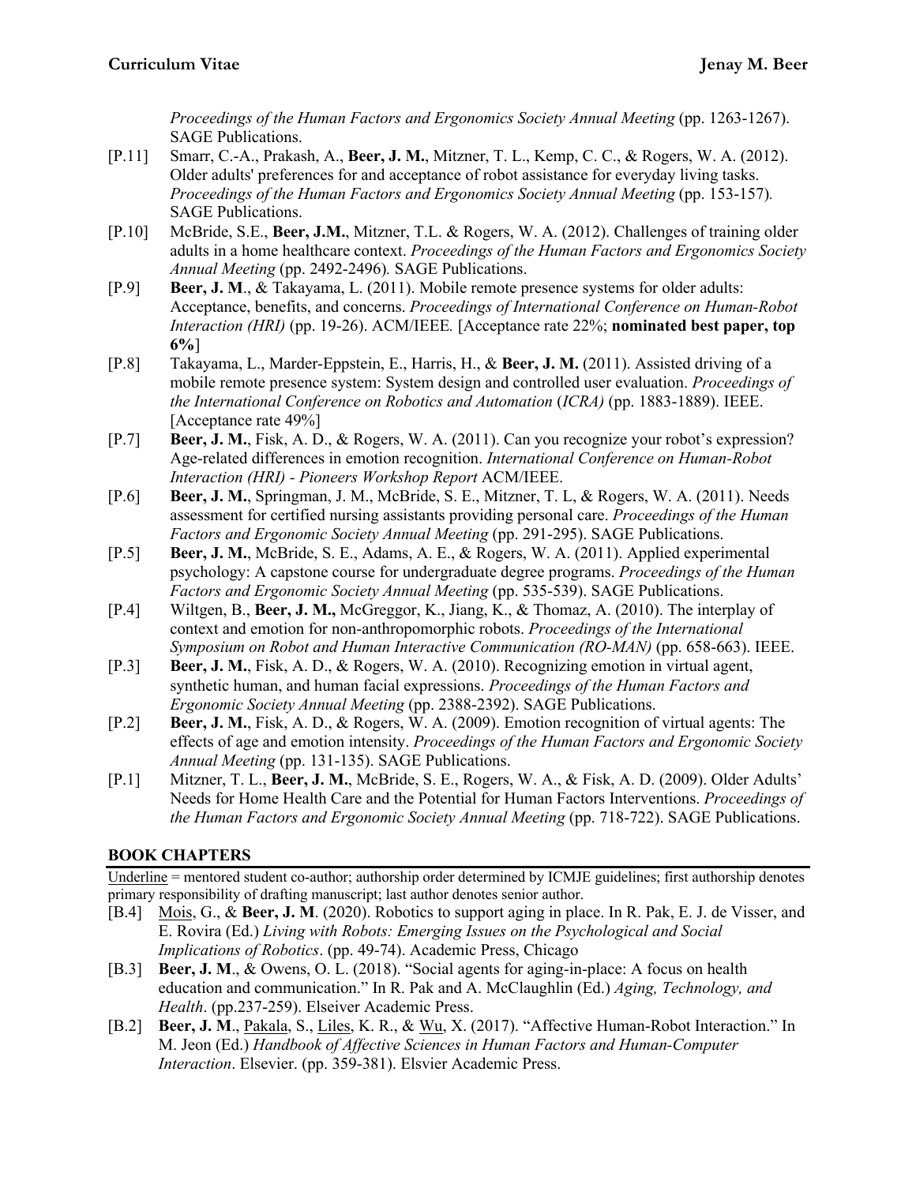*Proceedings of the Human Factors and Ergonomics Society Annual Meeting* (pp. 1263-1267). SAGE Publications.

[P.11] Smarr, C.-A., Prakash, A., **Beer, J. M.**, Mitzner, T. L., Kemp, C. C., & Rogers, W. A. (2012). Older adults' preferences for and acceptance of robot assistance for everyday living tasks. *Proceedings of the Human Factors and Ergonomics Society Annual Meeting* (pp. 153-157). SAGE Publications.

[P.10] McBride, S.E., **Beer, J.M.**, Mitzner, T.L. & Rogers, W. A. (2012). Challenges of training older adults in a home healthcare context. *Proceedings of the Human Factors and Ergonomics Society Annual Meeting* (pp. 2492-2496). SAGE Publications.

[P.9] **Beer, J. M**., & Takayama, L. (2011). Mobile remote presence systems for older adults: Acceptance, benefits, and concerns. *Proceedings of International Conference on Human-Robot Interaction (HRI)* (pp. 19-26). ACM/IEEE. [Acceptance rate 22%; **nominated best paper, top 6%**]

[P.8] Takayama, L., Marder-Eppstein, E., Harris, H., & **Beer, J. M.** (2011). Assisted driving of a mobile remote presence system: System design and controlled user evaluation. *Proceedings of the International Conference on Robotics and Automation* (*ICRA)* (pp. 1883-1889). IEEE. [Acceptance rate 49%]

[P.7] **Beer, J. M.**, Fisk, A. D., & Rogers, W. A. (2011). Can you recognize your robot's expression? Age-related differences in emotion recognition. *International Conference on Human-Robot Interaction (HRI) - Pioneers Workshop Report* ACM/IEEE.

[P.6] **Beer, J. M.**, Springman, J. M., McBride, S. E., Mitzner, T. L, & Rogers, W. A. (2011). Needs assessment for certified nursing assistants providing personal care. *Proceedings of the Human Factors and Ergonomic Society Annual Meeting* (pp. 291-295). SAGE Publications.

[P.5] **Beer, J. M.**, McBride, S. E., Adams, A. E., & Rogers, W. A. (2011). Applied experimental psychology: A capstone course for undergraduate degree programs. *Proceedings of the Human Factors and Ergonomic Society Annual Meeting* (pp. 535-539). SAGE Publications.

[P.4] Wiltgen, B., **Beer, J. M.,** McGreggor, K., Jiang, K., & Thomaz, A. (2010). The interplay of context and emotion for non-anthropomorphic robots. *Proceedings of the International Symposium on Robot and Human Interactive Communication (RO-MAN)* (pp. 658-663). IEEE.

[P.3] **Beer, J. M.**, Fisk, A. D., & Rogers, W. A. (2010). Recognizing emotion in virtual agent, synthetic human, and human facial expressions. *Proceedings of the Human Factors and Ergonomic Society Annual Meeting* (pp. 2388-2392). SAGE Publications.

[P.2] **Beer, J. M.**, Fisk, A. D., & Rogers, W. A. (2009). Emotion recognition of virtual agents: The effects of age and emotion intensity. *Proceedings of the Human Factors and Ergonomic Society Annual Meeting* (pp. 131-135). SAGE Publications.

[P.1] Mitzner, T. L., **Beer, J. M.**, McBride, S. E., Rogers, W. A., & Fisk, A. D. (2009). Older Adults' Needs for Home Health Care and the Potential for Human Factors Interventions. *Proceedings of the Human Factors and Ergonomics Society Annual Meeting* (pp. 718-722). SAGE Publications.

## BOOK CHAPTERS

<u>Underline</u> = mentored student co-author; authorship order determined by ICMJE guidelines; first authorship denotes primary responsibility of drafting manuscript; last author denotes senior author.

[B.4] <u>Mois</u>, G., & **Beer, J. M**. (2020). Robotics to support aging in place. In R. Pak, E. J. de Visser, and E. Rovira (Ed.) *Living with Robots: Emerging Issues on the Psychological and Social Implications of Robotics*. (pp. 49-74). Academic Press, Chicago

[B.3] **Beer, J. M**., & Owens, O. L. (2018). "Social agents for aging-in-place: A focus on health education and communication." In R. Pak and A. McClaughlin (Ed.) *Aging, Technology, and Health*. (pp.237-259). Elseiver Academic Press.

[B.2] **Beer, J. M**., <u>Pakala</u>, S., <u>Liles</u>, K. R., & <u>Wu</u>, X. (2017). "Affective Human-Robot Interaction." In M. Jeon (Ed.) *Handbook of Affective Sciences in Human Factors and Human-Computer Interaction*. Elsevier. (pp. 359-381). Elsvier Academic Press.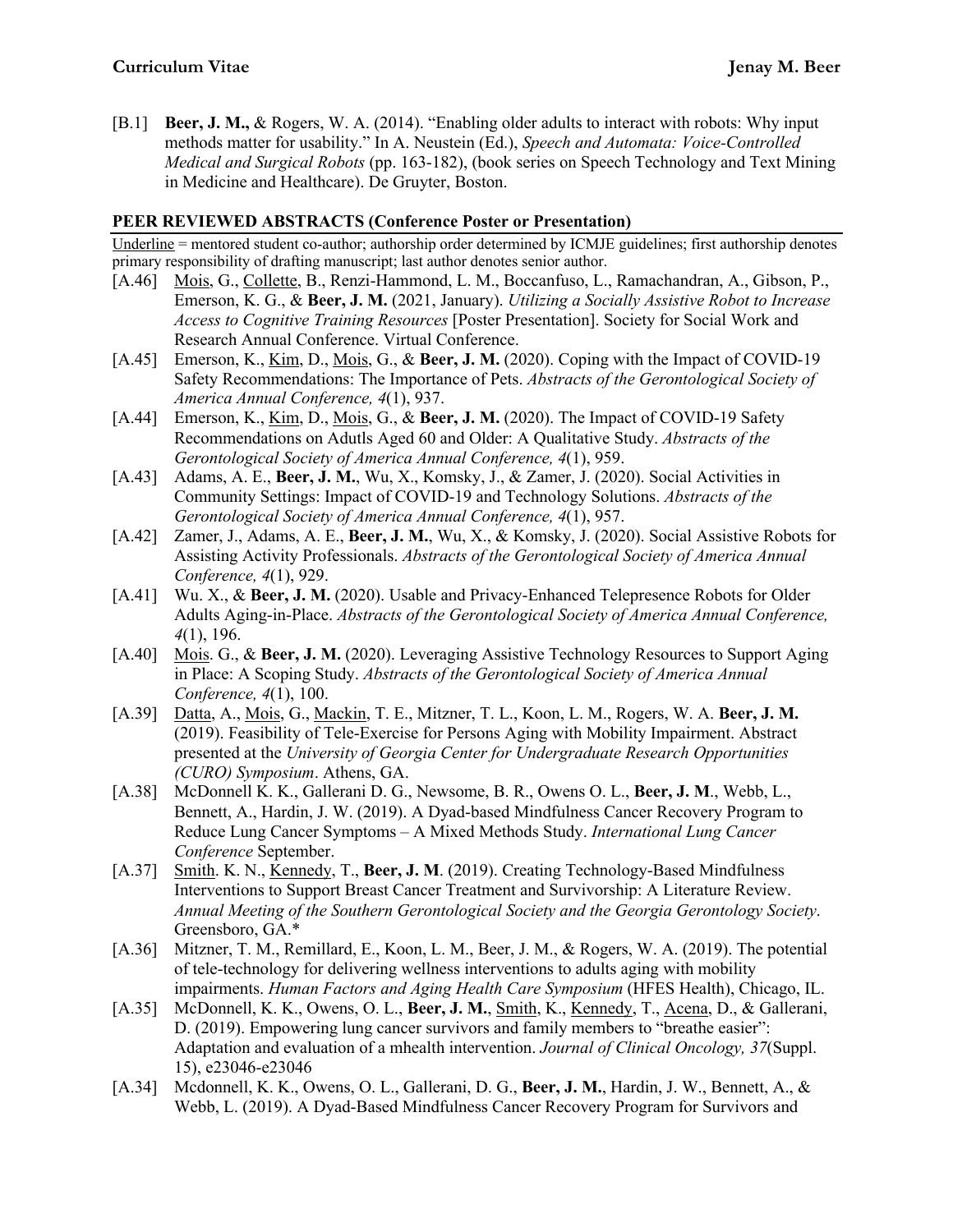[B.1] **Beer, J. M.,** & Rogers, W. A. (2014). "Enabling older adults to interact with robots: Why input methods matter for usability." In A. Neustein (Ed.), *Speech and Automata: Voice-Controlled Medical and Surgical Robots* (pp. 163-182), (book series on Speech Technology and Text Mining in Medicine and Healthcare). De Gruyter, Boston.

## PEER REVIEWED ABSTRACTS (Conference Poster or Presentation)

<u>Underline</u> = mentored student co-author; authorship order determined by ICMJE guidelines; first authorship denotes primary responsibility of drafting manuscript; last author denotes senior author.

[A.46] <u>Mois</u>, G., <u>Collette</u>, B., Renzi-Hammond, L. M., Boccanfuso, L., Ramachandran, A., Gibson, P., Emerson, K. G., & **Beer, J. M.** (2021, January). *Utilizing a Socially Assistive Robot to Increase Access to Cognitive Training Resources* [Poster Presentation]. Society for Social Work and Research Annual Conference. Virtual Conference.

[A.45] Emerson, K., <u>Kim</u>, D., <u>Mois</u>, G., & **Beer, J. M.** (2020). Coping with the Impact of COVID-19 Safety Recommendations: The Importance of Pets. *Abstracts of the Gerontological Society of America Annual Conference, 4*(1), 937.

[A.44] Emerson, K., <u>Kim</u>, D., <u>Mois</u>, G., & **Beer, J. M.** (2020). The Impact of COVID-19 Safety Recommendations on Adutls Aged 60 and Older: A Qualitative Study. *Abstracts of the Gerontological Society of America Annual Conference, 4*(1), 959.

[A.43] Adams, A. E., **Beer, J. M.**, Wu, X., Komsky, J., & Zamer, J. (2020). Social Activities in Community Settings: Impact of COVID-19 and Technology Solutions. *Abstracts of the Gerontological Society of America Annual Conference, 4*(1), 957.

[A.42] Zamer, J., Adams, A. E., **Beer, J. M.**, Wu, X., & Komsky, J. (2020). Social Assistive Robots for Assisting Activity Professionals. *Abstracts of the Gerontological Society of America Annual Conference, 4*(1), 929.

[A.41] Wu. X., & **Beer, J. M.** (2020). Usable and Privacy-Enhanced Telepresence Robots for Older Adults Aging-in-Place. *Abstracts of the Gerontological Society of America Annual Conference, 4*(1), 196.

[A.40] <u>Mois</u>. G., & **Beer, J. M.** (2020). Leveraging Assistive Technology Resources to Support Aging in Place: A Scoping Study. *Abstracts of the Gerontological Society of America Annual Conference, 4*(1), 100.

[A.39] <u>Datta</u>, A., <u>Mois</u>, G., <u>Mackin</u>, T. E., Mitzner, T. L., Koon, L. M., Rogers, W. A. **Beer, J. M.** (2019). Feasibility of Tele-Exercise for Persons Aging with Mobility Impairment. Abstract presented at the *University of Georgia Center for Undergraduate Research Opportunities (CURO) Symposium*. Athens, GA.

[A.38] McDonnell K. K., Gallerani D. G., Newsome, B. R., Owens O. L., **Beer, J. M**., Webb, L., Bennett, A., Hardin, J. W. (2019). A Dyad-based Mindfulness Cancer Recovery Program to Reduce Lung Cancer Symptoms – A Mixed Methods Study. *International Lung Cancer Conference* September.

[A.37] <u>Smith</u>. K. N., <u>Kennedy</u>, T., **Beer, J. M**. (2019). Creating Technology-Based Mindfulness Interventions to Support Breast Cancer Treatment and Survivorship: A Literature Review. *Annual Meeting of the Southern Gerontological Society and the Georgia Gerontology Society*. Greensboro, GA.*

[A.36] Mitzner, T. M., Remillard, E., Koon, L. M., Beer, J. M., & Rogers, W. A. (2019). The potential of tele-technology for delivering wellness interventions to adults aging with mobility impairments. *Human Factors and Aging Health Care Symposium* (HFES Health), Chicago, IL.

[A.35] McDonnell, K. K., Owens, O. L., **Beer, J. M.**, <u>Smith</u>, K., <u>Kennedy</u>, T., <u>Acena</u>, D., & Gallerani, D. (2019). Empowering lung cancer survivors and family members to "breathe easier": Adaptation and evaluation of a mhealth intervention. *Journal of Clinical Oncology, 37*(Suppl. 15), e23046-e23046

[A.34] Mcdonnell, K. K., Owens, O. L., Gallerani, D. G., **Beer, J. M.**, Hardin, J. W., Bennett, A., & Webb, L. (2019). A Dyad-Based Mindfulness Cancer Recovery Program for Survivors and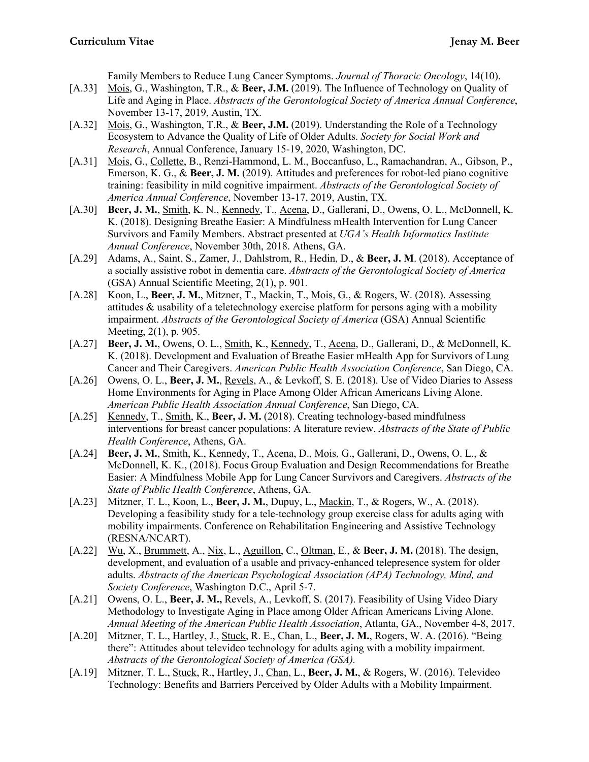Family Members to Reduce Lung Cancer Symptoms. *Journal of Thoracic Oncology*, 14(10).

[A.33] Mois, G., Washington, T.R., & **Beer, J.M.** (2019). The Influence of Technology on Quality of Life and Aging in Place. *Abstracts of the Gerontological Society of America Annual Conference*, November 13-17, 2019, Austin, TX.

[A.32] Mois, G., Washington, T.R., & **Beer, J.M.** (2019). Understanding the Role of a Technology Ecosystem to Advance the Quality of Life of Older Adults. *Society for Social Work and Research*, Annual Conference, January 15-19, 2020, Washington, DC.

[A.31] Mois, G., Collette, B., Renzi-Hammond, L. M., Boccanfuso, L., Ramachandran, A., Gibson, P., Emerson, K. G., & **Beer, J. M.** (2019). Attitudes and preferences for robot-led piano cognitive training: feasibility in mild cognitive impairment. *Abstracts of the Gerontological Society of America Annual Conference*, November 13-17, 2019, Austin, TX.

[A.30] **Beer, J. M.**, Smith, K. N., Kennedy, T., Acena, D., Gallerani, D., Owens, O. L., McDonnell, K. K. (2018). Designing Breathe Easier: A Mindfulness mHealth Intervention for Lung Cancer Survivors and Family Members. Abstract presented at *UGA's Health Informatics Institute Annual Conference*, November 30th, 2018. Athens, GA.

[A.29] Adams, A., Saint, S., Zamer, J., Dahlstrom, R., Hedin, D., & **Beer, J. M**. (2018). Acceptance of a socially assistive robot in dementia care. *Abstracts of the Gerontological Society of America* (GSA) Annual Scientific Meeting, 2(1), p. 901.

[A.28] Koon, L., **Beer, J. M.**, Mitzner, T., Mackin, T., Mois, G., & Rogers, W. (2018). Assessing attitudes & usability of a teletechnology exercise platform for persons aging with a mobility impairment. *Abstracts of the Gerontological Society of America* (GSA) Annual Scientific Meeting, 2(1), p. 905.

[A.27] **Beer, J. M.**, Owens, O. L., Smith, K., Kennedy, T., Acena, D., Gallerani, D., & McDonnell, K. K. (2018). Development and Evaluation of Breathe Easier mHealth App for Survivors of Lung Cancer and Their Caregivers. *American Public Health Association Conference*, San Diego, CA.

[A.26] Owens, O. L., **Beer, J. M.**, Revels, A., & Levkoff, S. E. (2018). Use of Video Diaries to Assess Home Environments for Aging in Place Among Older African Americans Living Alone. *American Public Health Association Annual Conference*, San Diego, CA.

[A.25] Kennedy, T., Smith, K., **Beer, J. M.** (2018). Creating technology-based mindfulness interventions for breast cancer populations: A literature review. *Abstracts of the State of Public Health Conference*, Athens, GA.

[A.24] **Beer, J. M.**, Smith, K., Kennedy, T., Acena, D., Mois, G., Gallerani, D., Owens, O. L., & McDonnell, K. K., (2018). Focus Group Evaluation and Design Recommendations for Breathe Easier: A Mindfulness Mobile App for Lung Cancer Survivors and Caregivers. *Abstracts of the State of Public Health Conference*, Athens, GA.

[A.23] Mitzner, T. L., Koon, L., **Beer, J. M.**, Dupuy, L., Mackin, T., & Rogers, W., A. (2018). Developing a feasibility study for a tele-technology group exercise class for adults aging with mobility impairments. Conference on Rehabilitation Engineering and Assistive Technology (RESNA/NCART).

[A.22] Wu, X., Brummett, A., Nix, L., Aguillon, C., Oltman, E., & **Beer, J. M.** (2018). The design, development, and evaluation of a usable and privacy-enhanced telepresence system for older adults. *Abstracts of the American Psychological Association (APA) Technology, Mind, and Society Conference*, Washington D.C., April 5-7.

[A.21] Owens, O. L., **Beer, J. M.,** Revels, A., Levkoff, S. (2017). Feasibility of Using Video Diary Methodology to Investigate Aging in Place among Older African Americans Living Alone. *Annual Meeting of the American Public Health Association*, Atlanta, GA., November 4-8, 2017.

[A.20] Mitzner, T. L., Hartley, J., Stuck, R. E., Chan, L., **Beer, J. M.**, Rogers, W. A. (2016). "Being there": Attitudes about televideo technology for adults aging with a mobility impairment. *Abstracts of the Gerontological Society of America (GSA).*

[A.19] Mitzner, T. L., Stuck, R., Hartley, J., Chan, L., **Beer, J. M.**, & Rogers, W. (2016). Televideo Technology: Benefits and Barriers Perceived by Older Adults with a Mobility Impairment.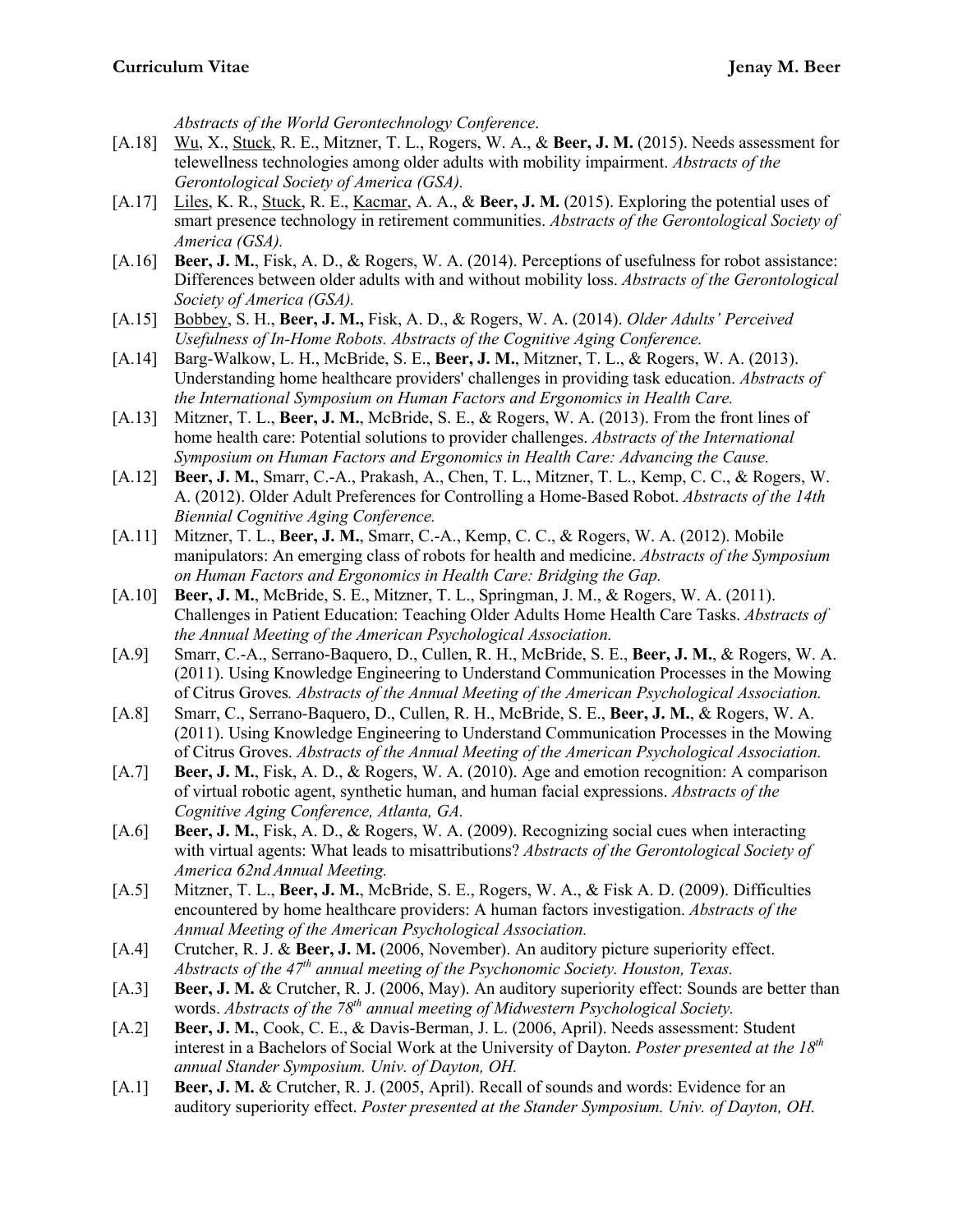*Abstracts of the World Gerontechnology Conference*.

[A.18] Wu, X., Stuck, R. E., Mitzner, T. L., Rogers, W. A., & **Beer, J. M.** (2015). Needs assessment for telewellness technologies among older adults with mobility impairment. *Abstracts of the Gerontological Society of America (GSA).*

[A.17] Liles, K. R., Stuck, R. E., Kacmar, A. A., & **Beer, J. M.** (2015). Exploring the potential uses of smart presence technology in retirement communities. *Abstracts of the Gerontological Society of America (GSA).*

[A.16] **Beer, J. M.**, Fisk, A. D., & Rogers, W. A. (2014). Perceptions of usefulness for robot assistance: Differences between older adults with and without mobility loss. *Abstracts of the Gerontological Society of America (GSA).*

[A.15] Bobbey, S. H., **Beer, J. M.,** Fisk, A. D., & Rogers, W. A. (2014). *Older Adults' Perceived Usefulness of In-Home Robots. Abstracts of the Cognitive Aging Conference.*

[A.14] Barg-Walkow, L. H., McBride, S. E., **Beer, J. M.**, Mitzner, T. L., & Rogers, W. A. (2013). Understanding home healthcare providers' challenges in providing task education. *Abstracts of the International Symposium on Human Factors and Ergonomics in Health Care.*

[A.13] Mitzner, T. L., **Beer, J. M.**, McBride, S. E., & Rogers, W. A. (2013). From the front lines of home health care: Potential solutions to provider challenges. *Abstracts of the International Symposium on Human Factors and Ergonomics in Health Care: Advancing the Cause.*

[A.12] **Beer, J. M.**, Smarr, C.-A., Prakash, A., Chen, T. L., Mitzner, T. L., Kemp, C. C., & Rogers, W. A. (2012). Older Adult Preferences for Controlling a Home-Based Robot. *Abstracts of the 14th Biennial Cognitive Aging Conference.*

[A.11] Mitzner, T. L., **Beer, J. M.**, Smarr, C.-A., Kemp, C. C., & Rogers, W. A. (2012). Mobile manipulators: An emerging class of robots for health and medicine. *Abstracts of the Symposium on Human Factors and Ergonomics in Health Care: Bridging the Gap.*

[A.10] **Beer, J. M.**, McBride, S. E., Mitzner, T. L., Springman, J. M., & Rogers, W. A. (2011). Challenges in Patient Education: Teaching Older Adults Home Health Care Tasks. *Abstracts of the Annual Meeting of the American Psychological Association.*

[A.9] Smarr, C.-A., Serrano-Baquero, D., Cullen, R. H., McBride, S. E., **Beer, J. M.**, & Rogers, W. A. (2011). Using Knowledge Engineering to Understand Communication Processes in the Mowing of Citrus Groves*. Abstracts of the Annual Meeting of the American Psychological Association.*

[A.8] Smarr, C., Serrano-Baquero, D., Cullen, R. H., McBride, S. E., **Beer, J. M.**, & Rogers, W. A. (2011). Using Knowledge Engineering to Understand Communication Processes in the Mowing of Citrus Groves. *Abstracts of the Annual Meeting of the American Psychological Association.*

[A.7] **Beer, J. M.**, Fisk, A. D., & Rogers, W. A. (2010). Age and emotion recognition: A comparison of virtual robotic agent, synthetic human, and human facial expressions. *Abstracts of the Cognitive Aging Conference, Atlanta, GA.*

[A.6] **Beer, J. M.**, Fisk, A. D., & Rogers, W. A. (2009). Recognizing social cues when interacting with virtual agents: What leads to misattributions? *Abstracts of the Gerontological Society of America 62nd Annual Meeting.*

[A.5] Mitzner, T. L., **Beer, J. M.**, McBride, S. E., Rogers, W. A., & Fisk A. D. (2009). Difficulties encountered by home healthcare providers: A human factors investigation. *Abstracts of the Annual Meeting of the American Psychological Association.*

[A.4] Crutcher, R. J. & **Beer, J. M.** (2006, November). An auditory picture superiority effect. *Abstracts of the 47th annual meeting of the Psychonomic Society. Houston, Texas.*

[A.3] **Beer, J. M.** & Crutcher, R. J. (2006, May). An auditory superiority effect: Sounds are better than words. *Abstracts of the 78th annual meeting of Midwestern Psychological Society.*

[A.2] **Beer, J. M.**, Cook, C. E., & Davis-Berman, J. L. (2006, April). Needs assessment: Student interest in a Bachelors of Social Work at the University of Dayton. *Poster presented at the 18th annual Stander Symposium. Univ. of Dayton, OH.*

[A.1] **Beer, J. M.** & Crutcher, R. J. (2005, April). Recall of sounds and words: Evidence for an auditory superiority effect. *Poster presented at the Stander Symposium. Univ. of Dayton, OH.*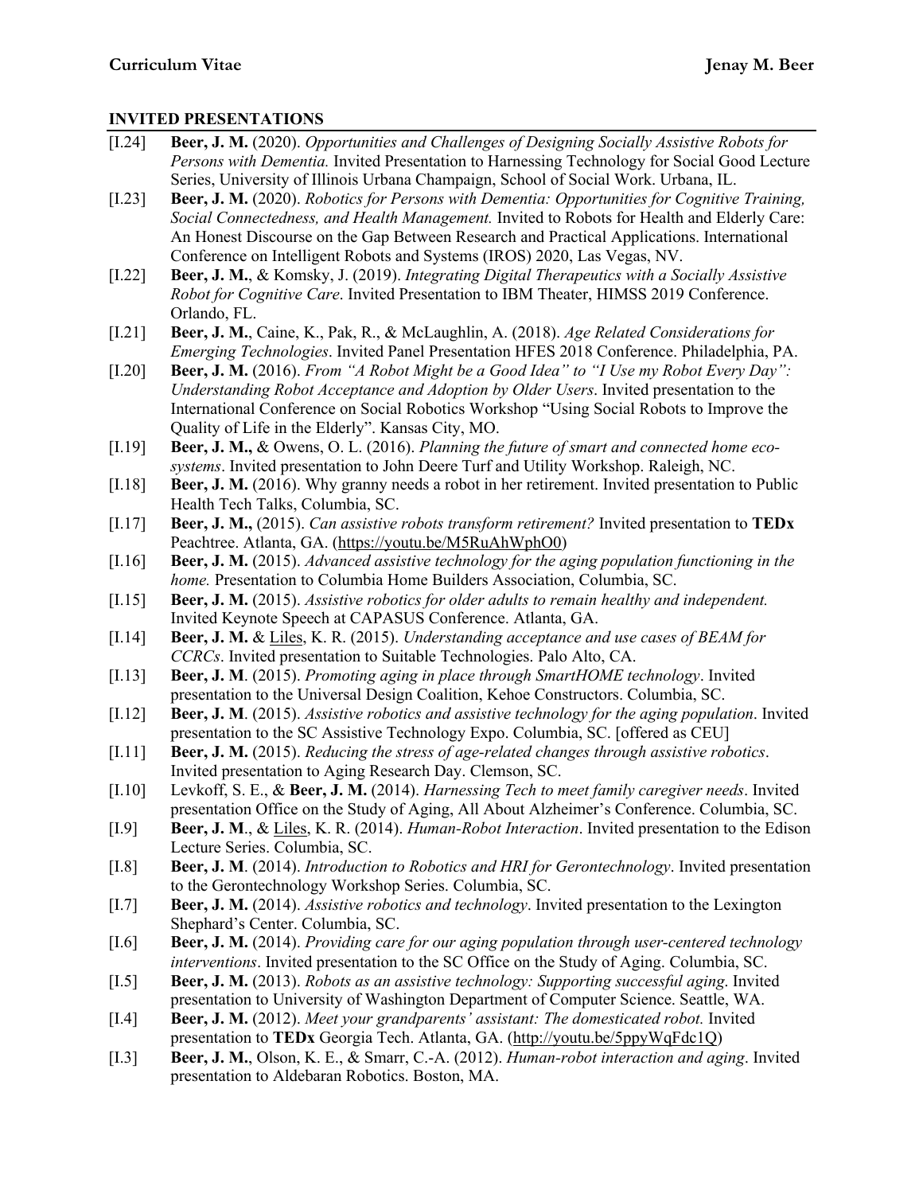## INVITED PRESENTATIONS

[I.24] **Beer, J. M.** (2020). *Opportunities and Challenges of Designing Socially Assistive Robots for Persons with Dementia.* Invited Presentation to Harnessing Technology for Social Good Lecture Series, University of Illinois Urbana Champaign, School of Social Work. Urbana, IL.

[I.23] **Beer, J. M.** (2020). *Robotics for Persons with Dementia: Opportunities for Cognitive Training, Social Connectedness, and Health Management.* Invited to Robots for Health and Elderly Care: An Honest Discourse on the Gap Between Research and Practical Applications. International Conference on Intelligent Robots and Systems (IROS) 2020, Las Vegas, NV.

[I.22] **Beer, J. M.**, & Komsky, J. (2019). *Integrating Digital Therapeutics with a Socially Assistive Robot for Cognitive Care*. Invited Presentation to IBM Theater, HIMSS 2019 Conference. Orlando, FL.

[I.21] **Beer, J. M.**, Caine, K., Pak, R., & McLaughlin, A. (2018). *Age Related Considerations for Emerging Technologies*. Invited Panel Presentation HFES 2018 Conference. Philadelphia, PA.

[I.20] **Beer, J. M.** (2016). *From "A Robot Might be a Good Idea" to "I Use my Robot Every Day": Understanding Robot Acceptance and Adoption by Older Users*. Invited presentation to the International Conference on Social Robotics Workshop "Using Social Robots to Improve the Quality of Life in the Elderly". Kansas City, MO.

[I.19] **Beer, J. M.,** & Owens, O. L. (2016). *Planning the future of smart and connected home eco-systems*. Invited presentation to John Deere Turf and Utility Workshop. Raleigh, NC.

[I.18] **Beer, J. M.** (2016). Why granny needs a robot in her retirement. Invited presentation to Public Health Tech Talks, Columbia, SC.

[I.17] **Beer, J. M.,** (2015). *Can assistive robots transform retirement?* Invited presentation to **TEDx** Peachtree. Atlanta, GA. (https://youtu.be/M5RuAhWphO0)

[I.16] **Beer, J. M.** (2015). *Advanced assistive technology for the aging population functioning in the home.* Presentation to Columbia Home Builders Association, Columbia, SC.

[I.15] **Beer, J. M.** (2015). *Assistive robotics for older adults to remain healthy and independent.* Invited Keynote Speech at CAPASUS Conference. Atlanta, GA.

[I.14] **Beer, J. M.** & Liles, K. R. (2015). *Understanding acceptance and use cases of BEAM for CCRCs*. Invited presentation to Suitable Technologies. Palo Alto, CA.

[I.13] **Beer, J. M**. (2015). *Promoting aging in place through SmartHOME technology*. Invited presentation to the Universal Design Coalition, Kehoe Constructors. Columbia, SC.

[I.12] **Beer, J. M**. (2015). *Assistive robotics and assistive technology for the aging population*. Invited presentation to the SC Assistive Technology Expo. Columbia, SC. [offered as CEU]

[I.11] **Beer, J. M.** (2015). *Reducing the stress of age-related changes through assistive robotics*. Invited presentation to Aging Research Day. Clemson, SC.

[I.10] Levkoff, S. E., & **Beer, J. M.** (2014). *Harnessing Tech to meet family caregiver needs*. Invited presentation Office on the Study of Aging, All About Alzheimer's Conference. Columbia, SC.

[I.9] **Beer, J. M**., & Liles, K. R. (2014). *Human-Robot Interaction*. Invited presentation to the Edison Lecture Series. Columbia, SC.

[I.8] **Beer, J. M**. (2014). *Introduction to Robotics and HRI for Gerontechnology*. Invited presentation to the Gerontechnology Workshop Series. Columbia, SC.

[I.7] **Beer, J. M.** (2014). *Assistive robotics and technology*. Invited presentation to the Lexington Shephard's Center. Columbia, SC.

[I.6] **Beer, J. M.** (2014). *Providing care for our aging population through user-centered technology interventions*. Invited presentation to the SC Office on the Study of Aging. Columbia, SC.

[I.5] **Beer, J. M.** (2013). *Robots as an assistive technology: Supporting successful aging*. Invited presentation to University of Washington Department of Computer Science. Seattle, WA.

[I.4] **Beer, J. M.** (2012). *Meet your grandparents' assistant: The domesticated robot.* Invited presentation to **TEDx** Georgia Tech. Atlanta, GA. (http://youtu.be/5ppyWqFdc1Q)

[I.3] **Beer, J. M.**, Olson, K. E., & Smarr, C.-A. (2012). *Human-robot interaction and aging*. Invited presentation to Aldebaran Robotics. Boston, MA.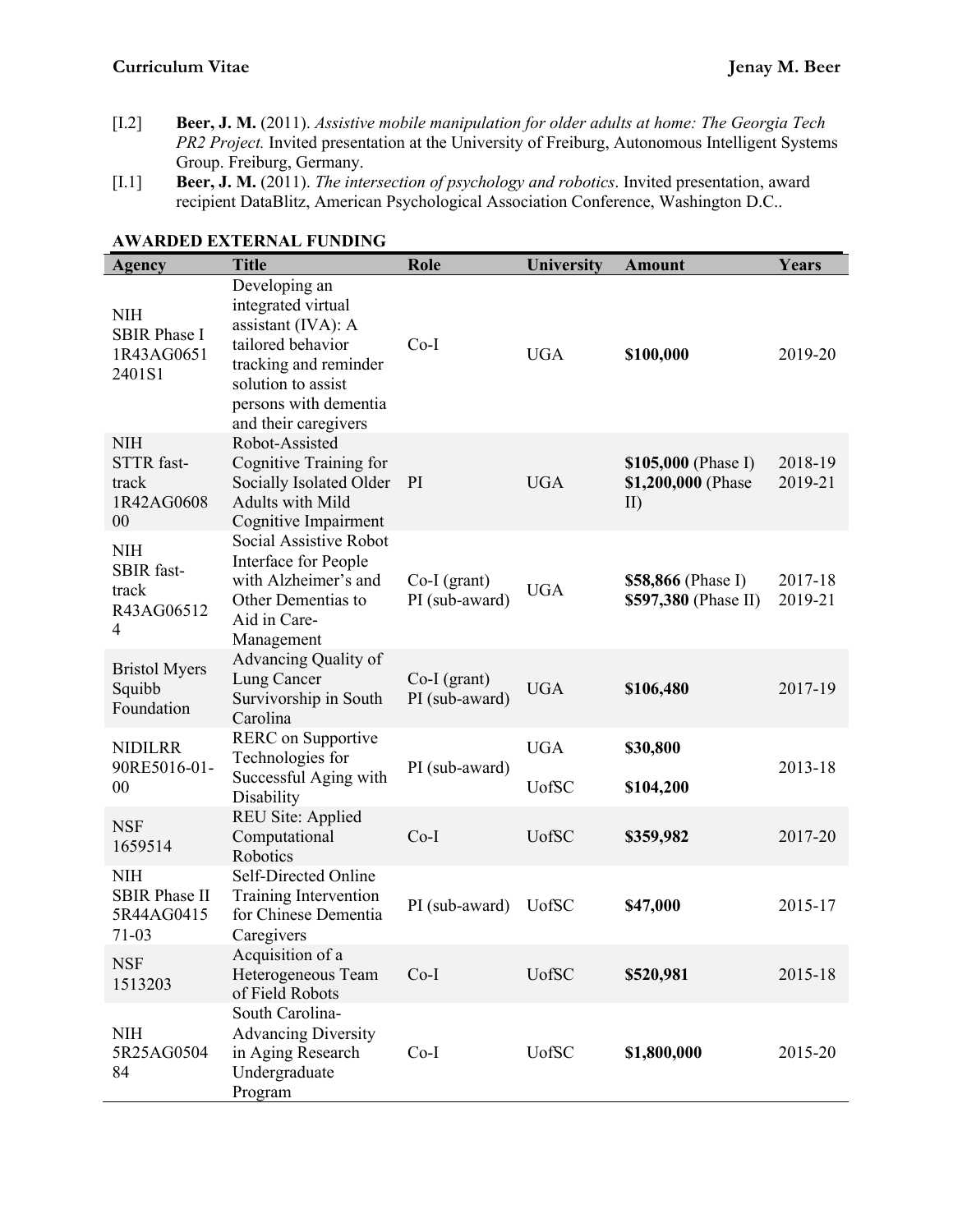[I.2] **Beer, J. M.** (2011). *Assistive mobile manipulation for older adults at home: The Georgia Tech PR2 Project.* Invited presentation at the University of Freiburg, Autonomous Intelligent Systems Group. Freiburg, Germany.

[I.1] **Beer, J. M.** (2011). *The intersection of psychology and robotics*. Invited presentation, award recipient DataBlitz, American Psychological Association Conference, Washington D.C..

## AWARDED EXTERNAL FUNDING

| Agency | Title | Role | University | Amount | Years |
|---|---|---|---|---|---|
| NIH SBIR Phase I 1R43AG0651 2401S1 | Developing an integrated virtual assistant (IVA): A tailored behavior tracking and reminder solution to assist persons with dementia and their caregivers | Co-I | UGA | **$100,000** | 2019-20 |
| NIH STTR fast-track 1R42AG0608 00 | Robot-Assisted Cognitive Training for Socially Isolated Older Adults with Mild Cognitive Impairment | PI | UGA | **$105,000** (Phase I) **$1,200,000** (Phase II) | 2018-19 2019-21 |
| NIH SBIR fast-track R43AG06512 4 | Social Assistive Robot Interface for People with Alzheimer's and Other Dementias to Aid in Care-Management | Co-I (grant) PI (sub-award) | UGA | **$58,866** (Phase I) **$597,380** (Phase II) | 2017-18 2019-21 |
| Bristol Myers Squibb Foundation | Advancing Quality of Lung Cancer Survivorship in South Carolina | Co-I (grant) PI (sub-award) | UGA | **$106,480** | 2017-19 |
| NIDILRR 90RE5016-01-00 | RERC on Supportive Technologies for Successful Aging with Disability | PI (sub-award) | UGA<br>UofSC | **$30,800**<br>**$104,200** | 2013-18 |
| NSF 1659514 | REU Site: Applied Computational Robotics | Co-I | UofSC | **$359,982** | 2017-20 |
| NIH SBIR Phase II 5R44AG0415 71-03 | Self-Directed Online Training Intervention for Chinese Dementia Caregivers | PI (sub-award) | UofSC | **$47,000** | 2015-17 |
| NSF 1513203 | Acquisition of a Heterogeneous Team of Field Robots | Co-I | UofSC | **$520,981** | 2015-18 |
| NIH 5R25AG0504 84 | South Carolina-Advancing Diversity in Aging Research Undergraduate Program | Co-I | UofSC | **$1,800,000** | 2015-20 |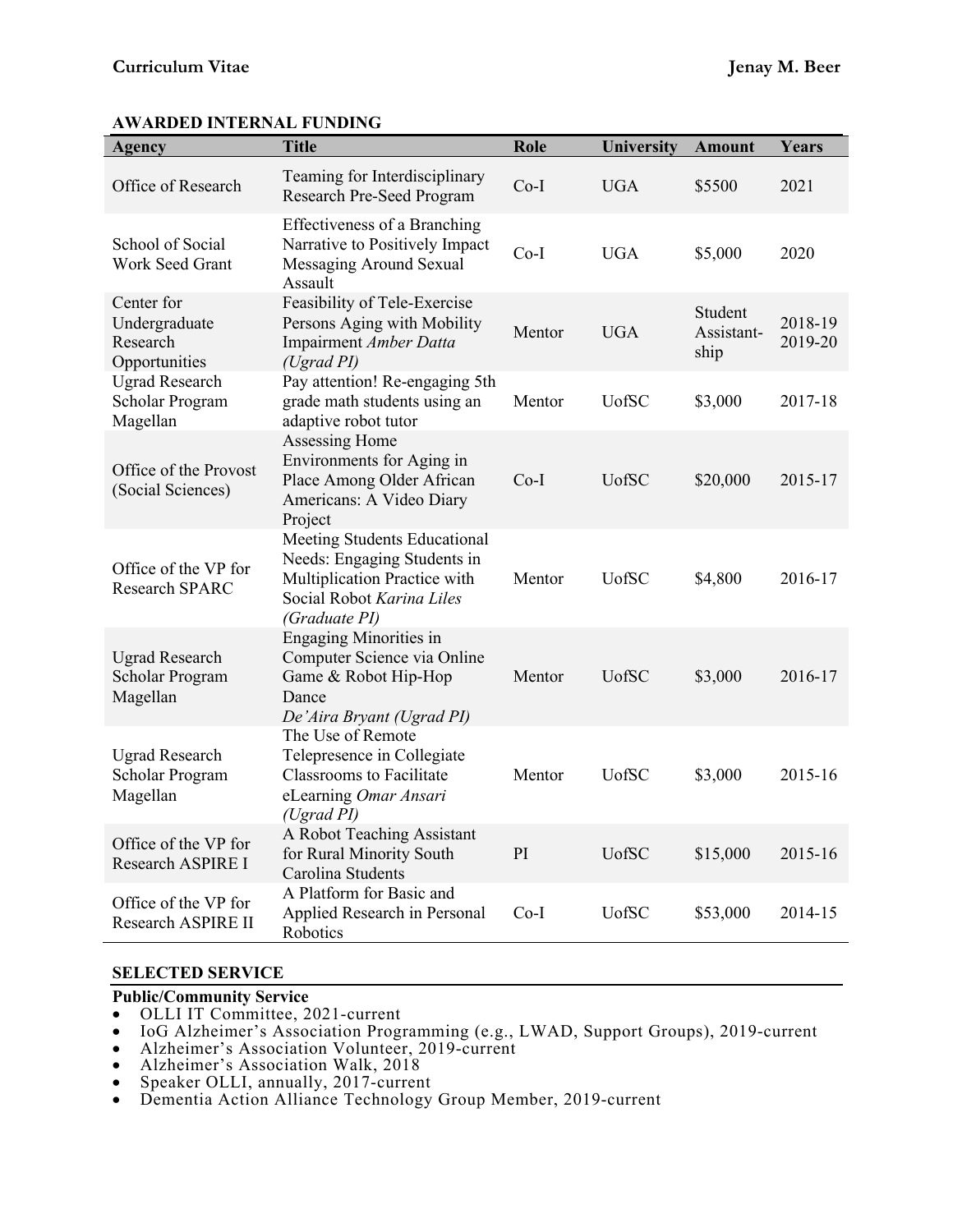## AWARDED INTERNAL FUNDING

| Agency | Title | Role | University | Amount | Years |
|---|---|---|---|---|---|
| Office of Research | Teaming for Interdisciplinary Research Pre-Seed Program | Co-I | UGA | $5500 | 2021 |
| School of Social Work Seed Grant | Effectiveness of a Branching Narrative to Positively Impact Messaging Around Sexual Assault | Co-I | UGA | $5,000 | 2020 |
| Center for Undergraduate Research Opportunities | Feasibility of Tele-Exercise Persons Aging with Mobility Impairment *Amber Datta (Ugrad PI)* | Mentor | UGA | Student Assistant-ship | 2018-19 2019-20 |
| Ugrad Research Scholar Program Magellan | Pay attention! Re-engaging 5th grade math students using an adaptive robot tutor | Mentor | UofSC | $3,000 | 2017-18 |
| Office of the Provost (Social Sciences) | Assessing Home Environments for Aging in Place Among Older African Americans: A Video Diary Project | Co-I | UofSC | $20,000 | 2015-17 |
| Office of the VP for Research SPARC | Meeting Students Educational Needs: Engaging Students in Multiplication Practice with Social Robot *Karina Liles (Graduate PI)* | Mentor | UofSC | $4,800 | 2016-17 |
| Ugrad Research Scholar Program Magellan | Engaging Minorities in Computer Science via Online Game & Robot Hip-Hop Dance *De'Aira Bryant (Ugrad PI)* | Mentor | UofSC | $3,000 | 2016-17 |
| Ugrad Research Scholar Program Magellan | The Use of Remote Telepresence in Collegiate Classrooms to Facilitate eLearning *Omar Ansari (Ugrad PI)* | Mentor | UofSC | $3,000 | 2015-16 |
| Office of the VP for Research ASPIRE I | A Robot Teaching Assistant for Rural Minority South Carolina Students | PI | UofSC | $15,000 | 2015-16 |
| Office of the VP for Research ASPIRE II | A Platform for Basic and Applied Research in Personal Robotics | Co-I | UofSC | $53,000 | 2014-15 |

## SELECTED SERVICE

### Public/Community Service

- OLLI IT Committee, 2021-current
- IoG Alzheimer's Association Programming (e.g., LWAD, Support Groups), 2019-current
- Alzheimer's Association Volunteer, 2019-current
- Alzheimer's Association Walk, 2018
- Speaker OLLI, annually, 2017-current
- Dementia Action Alliance Technology Group Member, 2019-current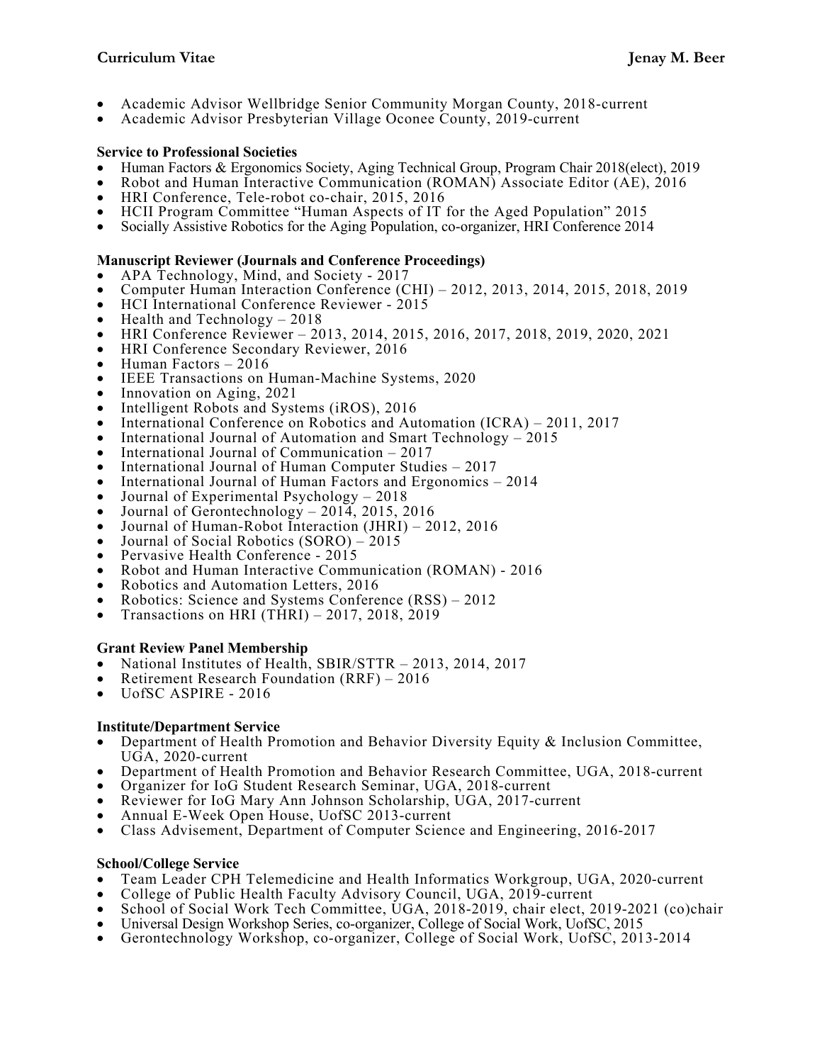- Academic Advisor Wellbridge Senior Community Morgan County, 2018-current
- Academic Advisor Presbyterian Village Oconee County, 2019-current

**Service to Professional Societies**

- Human Factors & Ergonomics Society, Aging Technical Group, Program Chair 2018(elect), 2019
- Robot and Human Interactive Communication (ROMAN) Associate Editor (AE), 2016
- HRI Conference, Tele-robot co-chair, 2015, 2016
- HCII Program Committee "Human Aspects of IT for the Aged Population" 2015
- Socially Assistive Robotics for the Aging Population, co-organizer, HRI Conference 2014

**Manuscript Reviewer (Journals and Conference Proceedings)**

- APA Technology, Mind, and Society - 2017
- Computer Human Interaction Conference (CHI) – 2012, 2013, 2014, 2015, 2018, 2019
- HCI International Conference Reviewer - 2015
- Health and Technology – 2018
- HRI Conference Reviewer – 2013, 2014, 2015, 2016, 2017, 2018, 2019, 2020, 2021
- HRI Conference Secondary Reviewer, 2016
- Human Factors – 2016
- IEEE Transactions on Human-Machine Systems, 2020
- Innovation on Aging, 2021
- Intelligent Robots and Systems (iROS), 2016
- International Conference on Robotics and Automation (ICRA) – 2011, 2017
- International Journal of Automation and Smart Technology – 2015
- International Journal of Communication – 2017
- International Journal of Human Computer Studies – 2017
- International Journal of Human Factors and Ergonomics – 2014
- Journal of Experimental Psychology – 2018
- Journal of Gerontechnology – 2014, 2015, 2016
- Journal of Human-Robot Interaction (JHRI) – 2012, 2016
- Journal of Social Robotics (SORO) – 2015
- Pervasive Health Conference - 2015
- Robot and Human Interactive Communication (ROMAN) - 2016
- Robotics and Automation Letters, 2016
- Robotics: Science and Systems Conference (RSS) – 2012
- Transactions on HRI (THRI) – 2017, 2018, 2019

**Grant Review Panel Membership**

- National Institutes of Health, SBIR/STTR – 2013, 2014, 2017
- Retirement Research Foundation (RRF) – 2016
- UofSC ASPIRE - 2016

**Institute/Department Service**

- Department of Health Promotion and Behavior Diversity Equity & Inclusion Committee, UGA, 2020-current
- Department of Health Promotion and Behavior Research Committee, UGA, 2018-current
- Organizer for IoG Student Research Seminar, UGA, 2018-current
- Reviewer for IoG Mary Ann Johnson Scholarship, UGA, 2017-current
- Annual E-Week Open House, UofSC 2013-current
- Class Advisement, Department of Computer Science and Engineering, 2016-2017

**School/College Service**

- Team Leader CPH Telemedicine and Health Informatics Workgroup, UGA, 2020-current
- College of Public Health Faculty Advisory Council, UGA, 2019-current
- School of Social Work Tech Committee, UGA, 2018-2019, chair elect, 2019-2021 (co)chair
- Universal Design Workshop Series, co-organizer, College of Social Work, UofSC, 2015
- Gerontechnology Workshop, co-organizer, College of Social Work, UofSC, 2013-2014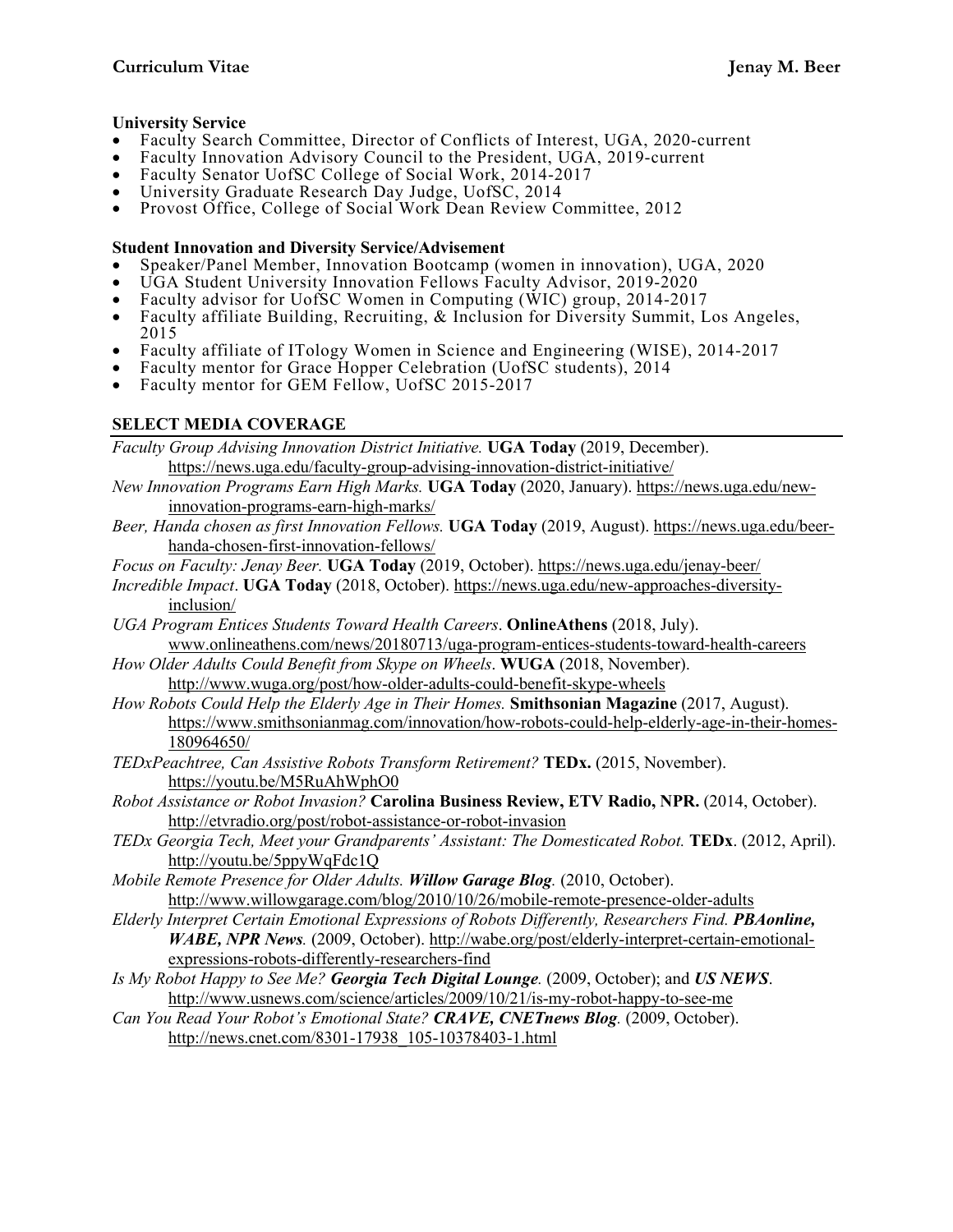**University Service**

- Faculty Search Committee, Director of Conflicts of Interest, UGA, 2020-current
- Faculty Innovation Advisory Council to the President, UGA, 2019-current
- Faculty Senator UofSC College of Social Work, 2014-2017
- University Graduate Research Day Judge, UofSC, 2014
- Provost Office, College of Social Work Dean Review Committee, 2012

**Student Innovation and Diversity Service/Advisement**

- Speaker/Panel Member, Innovation Bootcamp (women in innovation), UGA, 2020
- UGA Student University Innovation Fellows Faculty Advisor, 2019-2020
- Faculty advisor for UofSC Women in Computing (WIC) group, 2014-2017
- Faculty affiliate Building, Recruiting, & Inclusion for Diversity Summit, Los Angeles, 2015
- Faculty affiliate of ITology Women in Science and Engineering (WISE), 2014-2017
- Faculty mentor for Grace Hopper Celebration (UofSC students), 2014
- Faculty mentor for GEM Fellow, UofSC 2015-2017

## SELECT MEDIA COVERAGE

*Faculty Group Advising Innovation District Initiative.* **UGA Today** (2019, December). https://news.uga.edu/faculty-group-advising-innovation-district-initiative/

*New Innovation Programs Earn High Marks.* **UGA Today** (2020, January). https://news.uga.edu/new-innovation-programs-earn-high-marks/

*Beer, Handa chosen as first Innovation Fellows.* **UGA Today** (2019, August). https://news.uga.edu/beer-handa-chosen-first-innovation-fellows/

*Focus on Faculty: Jenay Beer.* **UGA Today** (2019, October). https://news.uga.edu/jenay-beer/

*Incredible Impact*. **UGA Today** (2018, October). https://news.uga.edu/new-approaches-diversity-inclusion/

*UGA Program Entices Students Toward Health Careers*. **OnlineAthens** (2018, July). www.onlineathens.com/news/20180713/uga-program-entices-students-toward-health-careers

*How Older Adults Could Benefit from Skype on Wheels*. **WUGA** (2018, November). http://www.wuga.org/post/how-older-adults-could-benefit-skype-wheels

*How Robots Could Help the Elderly Age in Their Homes.* **Smithsonian Magazine** (2017, August). https://www.smithsonianmag.com/innovation/how-robots-could-help-elderly-age-in-their-homes-180964650/

*TEDxPeachtree, Can Assistive Robots Transform Retirement?* **TEDx.** (2015, November). https://youtu.be/M5RuAhWphO0

*Robot Assistance or Robot Invasion?* **Carolina Business Review, ETV Radio, NPR.** (2014, October). http://etvradio.org/post/robot-assistance-or-robot-invasion

*TEDx Georgia Tech, Meet your Grandparents' Assistant: The Domesticated Robot.* **TEDx**. (2012, April). http://youtu.be/5ppyWqFdc1Q

*Mobile Remote Presence for Older Adults.* ***Willow Garage Blog.*** (2010, October). http://www.willowgarage.com/blog/2010/10/26/mobile-remote-presence-older-adults

*Elderly Interpret Certain Emotional Expressions of Robots Differently, Researchers Find.* ***PBAonline, WABE, NPR News.*** (2009, October). http://wabe.org/post/elderly-interpret-certain-emotional-expressions-robots-differently-researchers-find

*Is My Robot Happy to See Me?* ***Georgia Tech Digital Lounge.*** (2009, October); and ***US NEWS***. http://www.usnews.com/science/articles/2009/10/21/is-my-robot-happy-to-see-me

*Can You Read Your Robot's Emotional State?* ***CRAVE, CNETnews Blog.*** (2009, October). http://news.cnet.com/8301-17938_105-10378403-1.html